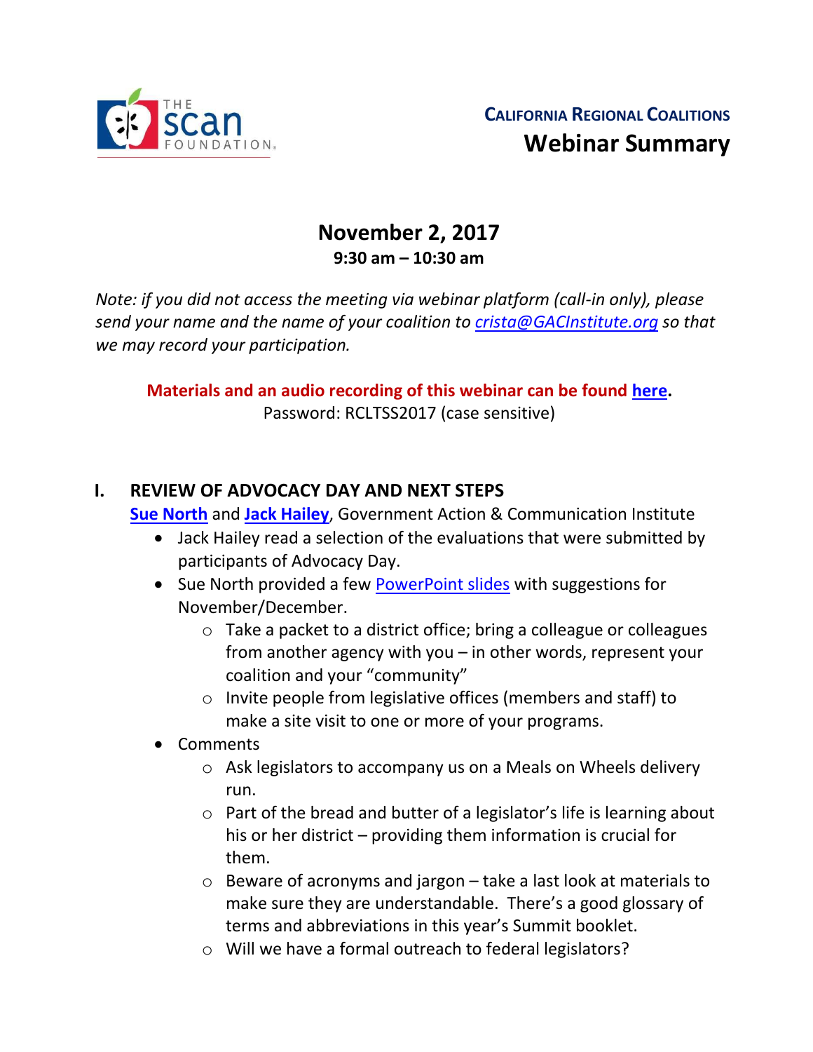THE SCAN FOUNDATION

**CALIFORNIA REGIONAL COALITIONS**

# Webinar Summary

## November 2, 2017

**9:30 am – 10:30 am**

*Note: if you did not access the meeting via webinar platform (call-in only), please send your name and the name of your coalition to crista@GACInstitute.org so that we may record your participation.*

**Materials and an audio recording of this webinar can be found here.**

Password: RCLTSS2017 (case sensitive)

## I. REVIEW OF ADVOCACY DAY AND NEXT STEPS

**Sue North** and **Jack Hailey**, Government Action & Communication Institute

- Jack Hailey read a selection of the evaluations that were submitted by participants of Advocacy Day.
- Sue North provided a few PowerPoint slides with suggestions for November/December.
  - Take a packet to a district office; bring a colleague or colleagues from another agency with you – in other words, represent your coalition and your "community"
  - Invite people from legislative offices (members and staff) to make a site visit to one or more of your programs.
- Comments
  - Ask legislators to accompany us on a Meals on Wheels delivery run.
  - Part of the bread and butter of a legislator's life is learning about his or her district – providing them information is crucial for them.
  - Beware of acronyms and jargon – take a last look at materials to make sure they are understandable. There's a good glossary of terms and abbreviations in this year's Summit booklet.
  - Will we have a formal outreach to federal legislators?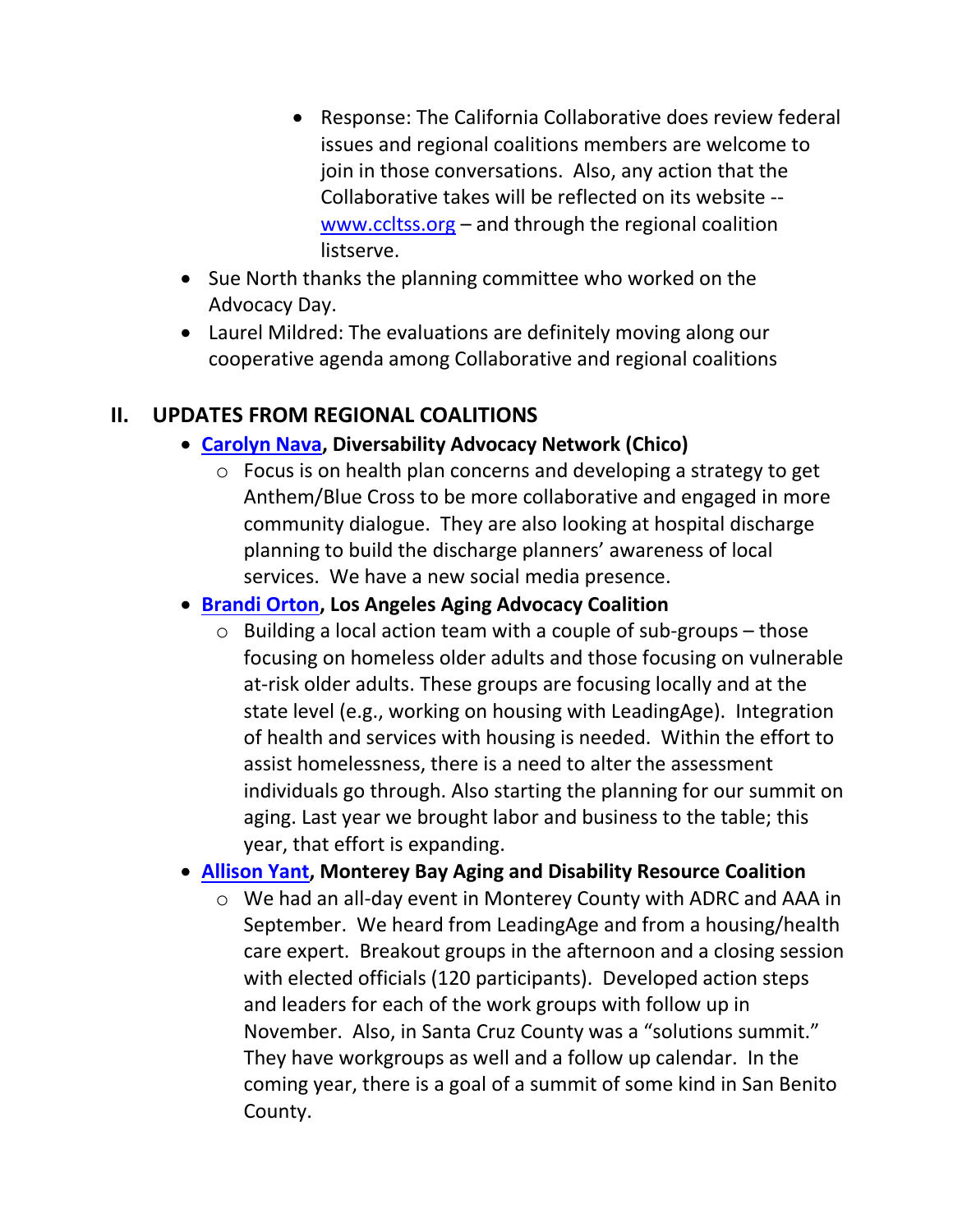- Response: The California Collaborative does review federal issues and regional coalitions members are welcome to join in those conversations. Also, any action that the Collaborative takes will be reflected on its website -- [www.ccltss.org](www.ccltss.org) – and through the regional coalition listserve.

- Sue North thanks the planning committee who worked on the Advocacy Day.
- Laurel Mildred: The evaluations are definitely moving along our cooperative agenda among Collaborative and regional coalitions

## II. UPDATES FROM REGIONAL COALITIONS

- **Carolyn Nava, Diversability Advocacy Network (Chico)**
  - Focus is on health plan concerns and developing a strategy to get Anthem/Blue Cross to be more collaborative and engaged in more community dialogue. They are also looking at hospital discharge planning to build the discharge planners' awareness of local services. We have a new social media presence.
- **Brandi Orton, Los Angeles Aging Advocacy Coalition**
  - Building a local action team with a couple of sub-groups – those focusing on homeless older adults and those focusing on vulnerable at-risk older adults. These groups are focusing locally and at the state level (e.g., working on housing with LeadingAge). Integration of health and services with housing is needed. Within the effort to assist homelessness, there is a need to alter the assessment individuals go through. Also starting the planning for our summit on aging. Last year we brought labor and business to the table; this year, that effort is expanding.
- **Allison Yant, Monterey Bay Aging and Disability Resource Coalition**
  - We had an all-day event in Monterey County with ADRC and AAA in September. We heard from LeadingAge and from a housing/health care expert. Breakout groups in the afternoon and a closing session with elected officials (120 participants). Developed action steps and leaders for each of the work groups with follow up in November. Also, in Santa Cruz County was a "solutions summit." They have workgroups as well and a follow up calendar. In the coming year, there is a goal of a summit of some kind in San Benito County.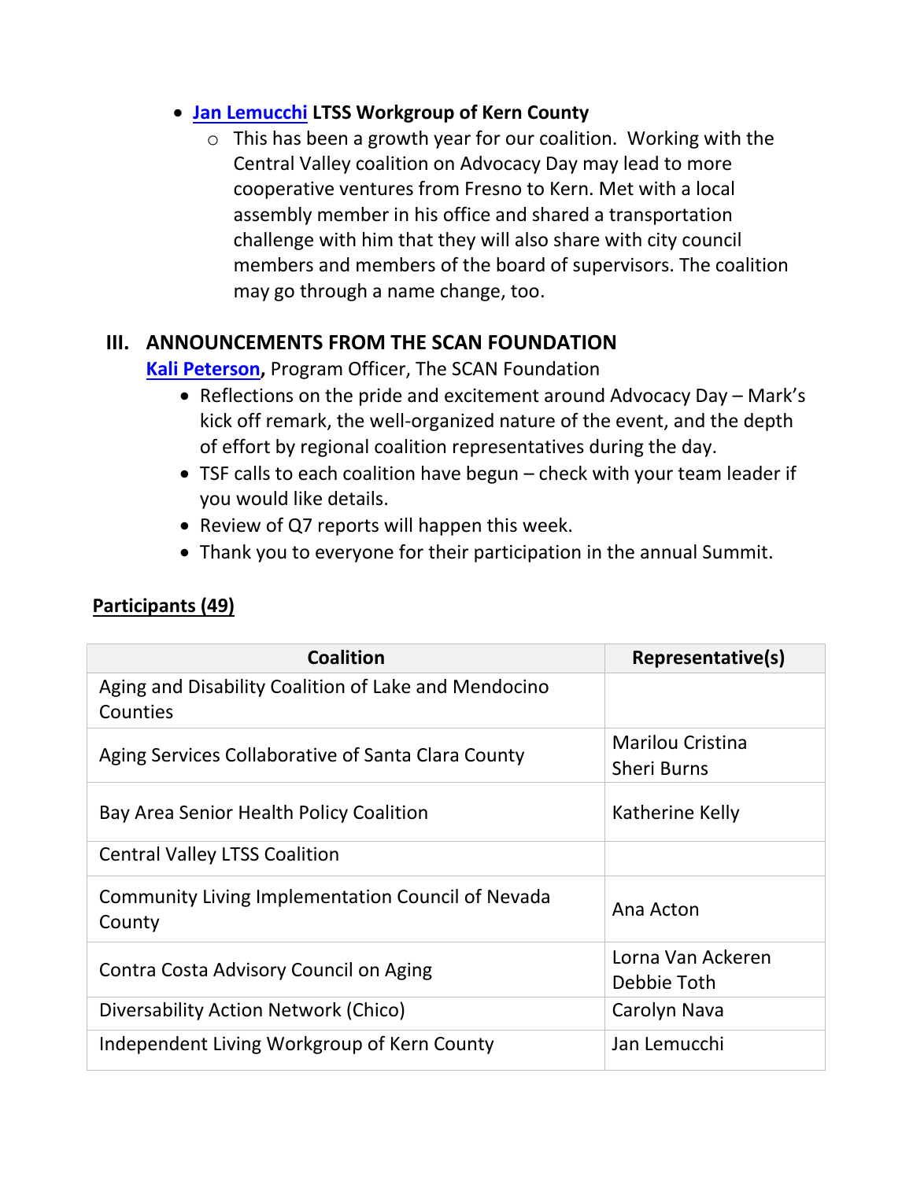- **Jan Lemucchi LTSS Workgroup of Kern County**
  - This has been a growth year for our coalition. Working with the Central Valley coalition on Advocacy Day may lead to more cooperative ventures from Fresno to Kern. Met with a local assembly member in his office and shared a transportation challenge with him that they will also share with city council members and members of the board of supervisors. The coalition may go through a name change, too.

## III. ANNOUNCEMENTS FROM THE SCAN FOUNDATION

**Kali Peterson,** Program Officer, The SCAN Foundation

- Reflections on the pride and excitement around Advocacy Day – Mark's kick off remark, the well-organized nature of the event, and the depth of effort by regional coalition representatives during the day.
- TSF calls to each coalition have begun – check with your team leader if you would like details.
- Review of Q7 reports will happen this week.
- Thank you to everyone for their participation in the annual Summit.

**Participants (49)**

| Coalition | Representative(s) |
| --- | --- |
| Aging and Disability Coalition of Lake and Mendocino Counties | |
| Aging Services Collaborative of Santa Clara County | Marilou Cristina<br>Sheri Burns |
| Bay Area Senior Health Policy Coalition | Katherine Kelly |
| Central Valley LTSS Coalition | |
| Community Living Implementation Council of Nevada County | Ana Acton |
| Contra Costa Advisory Council on Aging | Lorna Van Ackeren<br>Debbie Toth |
| Diversability Action Network (Chico) | Carolyn Nava |
| Independent Living Workgroup of Kern County | Jan Lemucchi |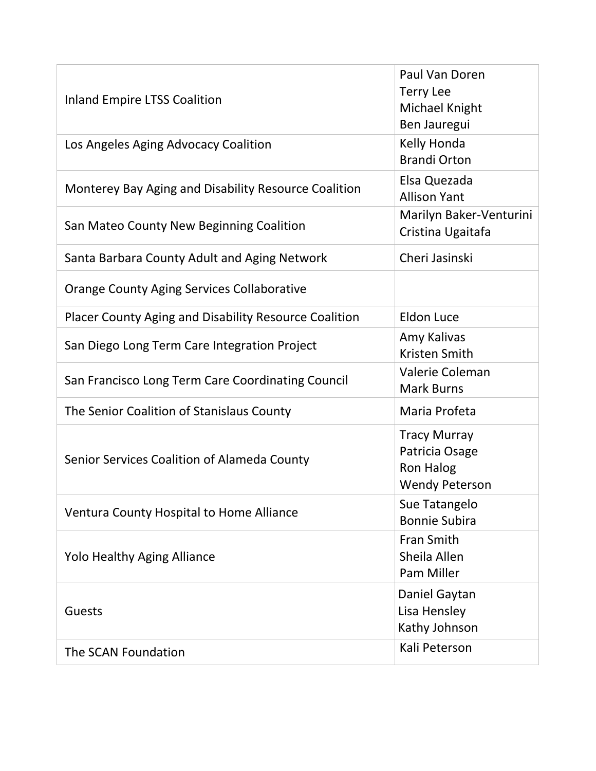| | |
|---|---|
| Inland Empire LTSS Coalition | Paul Van Doren<br>Terry Lee<br>Michael Knight<br>Ben Jauregui |
| Los Angeles Aging Advocacy Coalition | Kelly Honda<br>Brandi Orton |
| Monterey Bay Aging and Disability Resource Coalition | Elsa Quezada<br>Allison Yant |
| San Mateo County New Beginning Coalition | Marilyn Baker-Venturini<br>Cristina Ugaitafa |
| Santa Barbara County Adult and Aging Network | Cheri Jasinski |
| Orange County Aging Services Collaborative | |
| Placer County Aging and Disability Resource Coalition | Eldon Luce |
| San Diego Long Term Care Integration Project | Amy Kalivas<br>Kristen Smith |
| San Francisco Long Term Care Coordinating Council | Valerie Coleman<br>Mark Burns |
| The Senior Coalition of Stanislaus County | Maria Profeta |
| Senior Services Coalition of Alameda County | Tracy Murray<br>Patricia Osage<br>Ron Halog<br>Wendy Peterson |
| Ventura County Hospital to Home Alliance | Sue Tatangelo<br>Bonnie Subira |
| Yolo Healthy Aging Alliance | Fran Smith<br>Sheila Allen<br>Pam Miller |
| Guests | Daniel Gaytan<br>Lisa Hensley<br>Kathy Johnson |
| The SCAN Foundation | Kali Peterson |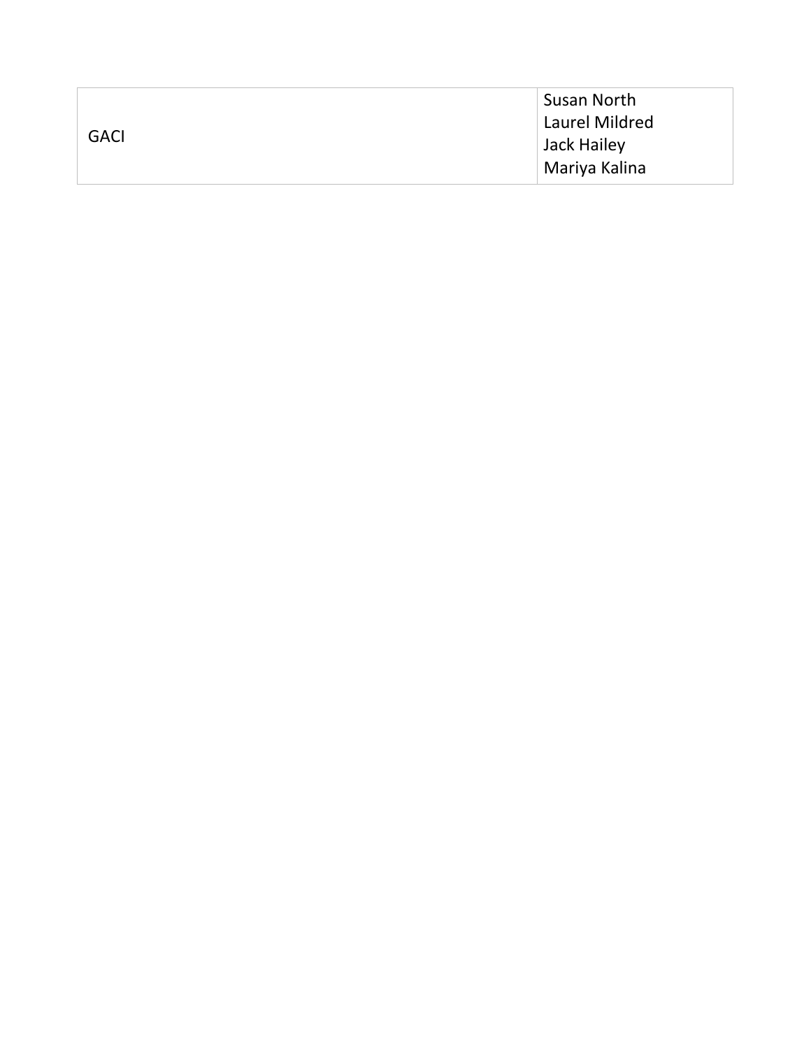| | |
|---|---|
| GACI | Susan North<br>Laurel Mildred<br>Jack Hailey<br>Mariya Kalina |